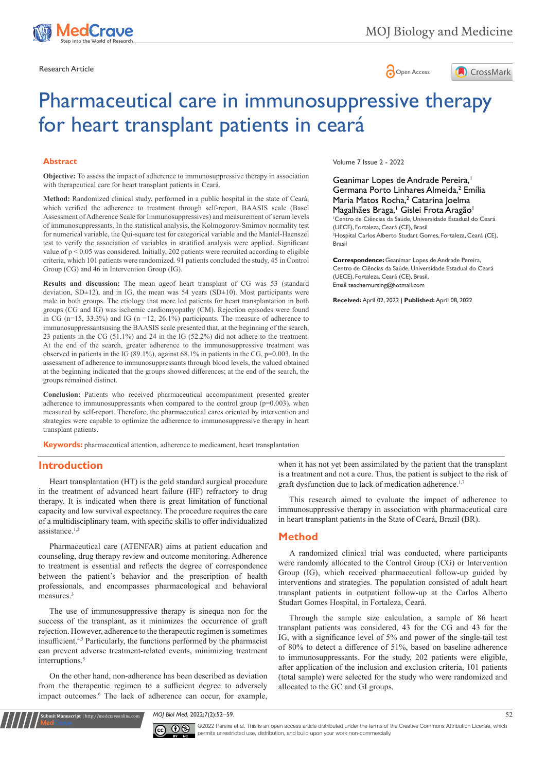Research Article

# Pharmaceutical care in immunosuppressive therapy for heart transplant patients in ceará

Volume 7 Issue 2 - 2022

Geanimar Lopes de Andrade Pereira,[1] Germana Porto Linhares Almeida,[2] Emília Maria Matos Rocha,[2] Catarina Joelma Magalhães Braga,[1] Gislei Frota Aragão[1]

[1]Centro de Ciências da Saúde, Universidade Estadual do Ceará (UECE), Fortaleza, Ceará (CE), Brasil

[2]Hospital Carlos Alberto Studart Gomes, Fortaleza, Ceará (CE), Brasil

**Correspondence:** Geanimar Lopes de Andrade Pereira, Centro de Ciências da Saúde, Universidade Estadual do Ceará (UECE), Fortaleza, Ceará (CE), Brasil, Email teachernursing@hotmail.com

**Received:** April 02, 2022 | **Published:** April 08, 2022

## Abstract

**Objective:** To assess the impact of adherence to immunosuppressive therapy in association with therapeutical care for heart transplant patients in Ceará.

**Method:** Randomized clinical study, performed in a public hospital in the state of Ceará, which verified the adherence to treatment through self-report, BAASIS scale (Basel Assessment of Adherence Scale for Immunosuppressives) and measurement of serum levels of immunosuppressants. In the statistical analysis, the Kolmogorov-Smirnov normality test for numerical variable, the Qui-square test for categorical variable and the Mantel-Haenszel test to verify the association of variables in stratified analysis were applied. Significant value of $p < 0.05$ was considered. Initially, 202 patients were recruited according to eligible criteria, which 101 patients were randomized. 91 patients concluded the study, 45 in Control Group (CG) and 46 in Intervention Group (IG).

**Results and discussion:** The mean ageof heart transplant of CG was 53 (standard deviation, SD±12), and in IG, the mean was 54 years (SD±10). Most participants were male in both groups. The etiology that more led patients for heart transplantation in both groups (CG and IG) was ischemic cardiomyopathy (CM). Rejection episodes were found in CG (n=15, 33.3%) and IG (n =12, 26.1%) participants. The measure of adherence to immunosuppressantsusing the BAASIS scale presented that, at the beginning of the search, 23 patients in the CG (51.1%) and 24 in the IG (52.2%) did not adhere to the treatment. At the end of the search, greater adherence to the immunosuppressive treatment was observed in patients in the IG (89.1%), against 68.1% in patients in the CG, p=0.003. In the assessment of adherence to immunosuppressants through blood levels, the valued obtained at the beginning indicated that the groups showed differences; at the end of the search, the groups remained distinct.

**Conclusion:** Patients who received pharmaceutical accompaniment presented greater adherence to immunosuppressants when compared to the control group (p=0.003), when measured by self-report. Therefore, the pharmaceutical cares oriented by intervention and strategies were capable to optimize the adherence to immunosuppressive therapy in heart transplant patients.

**Keywords:** pharmaceutical attention, adherence to medicament, heart transplantation

## Introduction

Heart transplantation (HT) is the gold standard surgical procedure in the treatment of advanced heart failure (HF) refractory to drug therapy. It is indicated when there is great limitation of functional capacity and low survival expectancy. The procedure requires the care of a multidisciplinary team, with specific skills to offer individualized assistance.[1,2]

Pharmaceutical care (ATENFAR) aims at patient education and counseling, drug therapy review and outcome monitoring. Adherence to treatment is essential and reflects the degree of correspondence between the patient's behavior and the prescription of health professionals, and encompasses pharmacological and behavioral measures.[3]

The use of immunosuppressive therapy is sinequa non for the success of the transplant, as it minimizes the occurrence of graft rejection. However, adherence to the therapeutic regimen is sometimes insufficient.[4,5] Particularly, the functions performed by the pharmacist can prevent adverse treatment-related events, minimizing treatment interruptions.[5]

On the other hand, non-adherence has been described as deviation from the therapeutic regimen to a sufficient degree to adversely impact outcomes.[6] The lack of adherence can occur, for example, when it has not yet been assimilated by the patient that the transplant is a treatment and not a cure. Thus, the patient is subject to the risk of graft dysfunction due to lack of medication adherence.[1,7]

This research aimed to evaluate the impact of adherence to immunosuppressive therapy in association with pharmaceutical care in heart transplant patients in the State of Ceará, Brazil (BR).

## Method

A randomized clinical trial was conducted, where participants were randomly allocated to the Control Group (CG) or Intervention Group (IG), which received pharmaceutical follow-up guided by interventions and strategies. The population consisted of adult heart transplant patients in outpatient follow-up at the Carlos Alberto Studart Gomes Hospital, in Fortaleza, Ceará.

Through the sample size calculation, a sample of 86 heart transplant patients was considered, 43 for the CG and 43 for the IG, with a significance level of 5% and power of the single-tail test of 80% to detect a difference of 51%, based on baseline adherence to immunosuppressants. For the study, 202 patients were eligible, after application of the inclusion and exclusion criteria, 101 patients (total sample) were selected for the study who were randomized and allocated to the GC and GI groups.

©2022 Pereira et al. This is an open access article distributed under the terms of the Creative Commons Attribution License, which permits unrestricted use, distribution, and build upon your work non-commercially.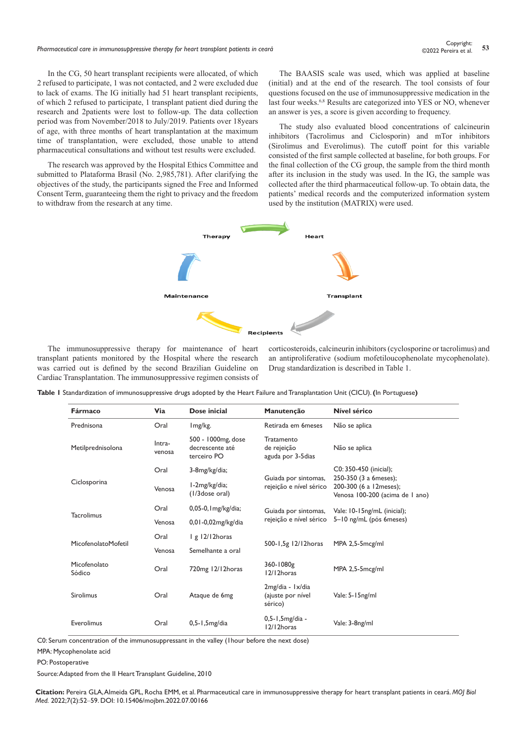In the CG, 50 heart transplant recipients were allocated, of which 2 refused to participate, 1 was not contacted, and 2 were excluded due to lack of exams. The IG initially had 51 heart transplant recipients, of which 2 refused to participate, 1 transplant patient died during the research and 2patients were lost to follow-up. The data collection period was from November/2018 to July/2019. Patients over 18years of age, with three months of heart transplantation at the maximum time of transplantation, were excluded, those unable to attend pharmaceutical consultations and without test results were excluded.

The research was approved by the Hospital Ethics Committee and submitted to Plataforma Brasil (No. 2,985,781). After clarifying the objectives of the study, the participants signed the Free and Informed Consent Term, guaranteeing them the right to privacy and the freedom to withdraw from the research at any time.

The BAASIS scale was used, which was applied at baseline (initial) and at the end of the research. The tool consists of four questions focused on the use of immunosuppressive medication in the last four weeks.[6,8] Results are categorized into YES or NO, whenever an answer is yes, a score is given according to frequency.

The study also evaluated blood concentrations of calcineurin inhibitors (Tacrolimus and Ciclosporin) and mTor inhibitors (Sirolimus and Everolimus). The cutoff point for this variable consisted of the first sample collected at baseline, for both groups. For the final collection of the CG group, the sample from the third month after its inclusion in the study was used. In the IG, the sample was collected after the third pharmaceutical follow-up. To obtain data, the patients' medical records and the computerized information system used by the institution (MATRIX) were used.

Therapy → Heart → Transplant → Recipients → Maintenance → Therapy

The immunosuppressive therapy for maintenance of heart transplant patients monitored by the Hospital where the research was carried out is defined by the second Brazilian Guideline on Cardiac Transplantation. The immunosuppressive regimen consists of corticosteroids, calcineurin inhibitors (cyclosporine or tacrolimus) and an antiproliferative (sodium mofetiloucophenolate mycophenolate). Drug standardization is described in Table 1.

**Table 1** Standardization of immunosuppressive drugs adopted by the Heart Failure and Transplantation Unit (CICU). **(**In Portuguese**)**

| Fármaco | Via | Dose inicial | Manutenção | Nível sérico |
|---|---|---|---|---|
| Prednisona | Oral | 1mg/kg. | Retirada em 6meses | Não se aplica |
| Metilprednisolona | Intra-venosa | 500 - 1000mg, dose decrescente até terceiro PO | Tratamento de rejeição aguda por 3-5dias | Não se aplica |
| Ciclosporina | Oral | 3-8mg/kg/dia; | Guiada por sintomas, rejeição e nível sérico | C0: 350-450 (inicial); 250-350 (3 a 6meses); 200-300 (6 a 12meses); Venosa 100-200 (acima de 1 ano) |
| | Venosa | 1-2mg/kg/dia; (1/3dose oral) | | |
| Tacrolimus | Oral | 0,05-0,1mg/kg/dia; | Guiada por sintomas, rejeição e nível sérico | Vale: 10-15ng/mL (inicial); 5–10 ng/mL (pós 6meses) |
| | Venosa | 0,01-0,02mg/kg/dia | | |
| MicofenolatoMofetil | Oral | 1 g 12/12horas | 500-1,5g 12/12horas | MPA 2,5-5mcg/ml |
| | Venosa | Semelhante a oral | | |
| Micofenolato Sódico | Oral | 720mg 12/12horas | 360-1080g 12/12horas | MPA 2,5-5mcg/ml |
| Sirolimus | Oral | Ataque de 6mg | 2mg/dia - 1x/dia (ajuste por nível sérico) | Vale: 5-15ng/ml |
| Everolimus | Oral | 0,5-1,5mg/dia | 0,5-1,5mg/dia - 12/12horas | Vale: 3-8ng/ml |

C0: Serum concentration of the immunosuppressant in the valley (1hour before the next dose)

MPA: Mycophenolate acid

PO: Postoperative

Source: Adapted from the II Heart Transplant Guideline, 2010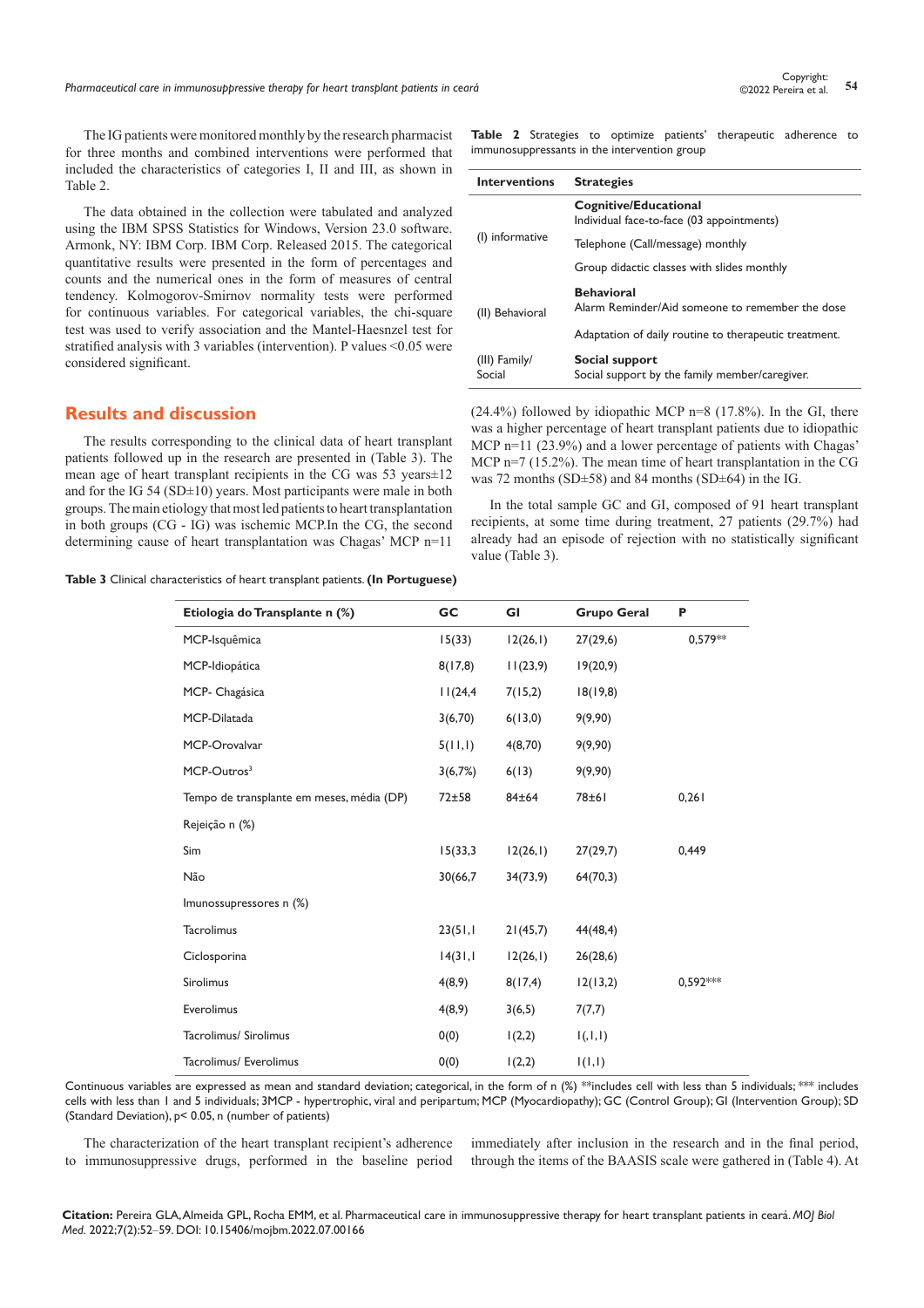The IG patients were monitored monthly by the research pharmacist for three months and combined interventions were performed that included the characteristics of categories I, II and III, as shown in Table 2.

The data obtained in the collection were tabulated and analyzed using the IBM SPSS Statistics for Windows, Version 23.0 software. Armonk, NY: IBM Corp. IBM Corp. Released 2015. The categorical quantitative results were presented in the form of percentages and counts and the numerical ones in the form of measures of central tendency. Kolmogorov-Smirnov normality tests were performed for continuous variables. For categorical variables, the chi-square test was used to verify association and the Mantel-Haesznel test for stratified analysis with 3 variables (intervention). P values <0.05 were considered significant.

**Table 2** Strategies to optimize patients' therapeutic adherence to immunosuppressants in the intervention group

| Interventions | Strategies |
|---|---|
| (I) informative | **Cognitive/Educational** Individual face-to-face (03 appointments) |
| | Telephone (Call/message) monthly |
| | Group didactic classes with slides monthly |
| (II) Behavioral | **Behavioral** Alarm Reminder/Aid someone to remember the dose |
| | Adaptation of daily routine to therapeutic treatment. |
| (III) Family/ Social | **Social support** Social support by the family member/caregiver. |

## Results and discussion

The results corresponding to the clinical data of heart transplant patients followed up in the research are presented in (Table 3). The mean age of heart transplant recipients in the CG was 53 years±12 and for the IG 54 (SD±10) years. Most participants were male in both groups. The main etiology that most led patients to heart transplantation in both groups (CG - IG) was ischemic MCP.In the CG, the second determining cause of heart transplantation was Chagas' MCP n=11 (24.4%) followed by idiopathic MCP n=8 (17.8%). In the GI, there was a higher percentage of heart transplant patients due to idiopathic MCP n=11 (23.9%) and a lower percentage of patients with Chagas' MCP n=7 (15.2%). The mean time of heart transplantation in the CG was 72 months (SD±58) and 84 months (SD±64) in the IG.

In the total sample GC and GI, composed of 91 heart transplant recipients, at some time during treatment, 27 patients (29.7%) had already had an episode of rejection with no statistically significant value (Table 3).

**Table 3** Clinical characteristics of heart transplant patients. **(In Portuguese)**

| Etiologia do Transplante n (%) | GC | GI | Grupo Geral | P |
|---|---|---|---|---|
| MCP-Isquêmica | 15(33) | 12(26,1) | 27(29,6) | 0,579** |
| MCP-Idiopática | 8(17,8) | 11(23,9) | 19(20,9) | |
| MCP- Chagásica | 11(24,4 | 7(15,2) | 18(19,8) | |
| MCP-Dilatada | 3(6,70) | 6(13,0) | 9(9,90) | |
| MCP-Orovalvar | 5(11,1) | 4(8,70) | 9(9,90) | |
| MCP-Outros[3] | 3(6,7%) | 6(13) | 9(9,90) | |
| Tempo de transplante em meses, média (DP) | 72±58 | 84±64 | 78±61 | 0,261 |
| Rejeição n (%) | | | | |
| Sim | 15(33,3 | 12(26,1) | 27(29,7) | 0,449 |
| Não | 30(66,7 | 34(73,9) | 64(70,3) | |
| Imunossupressores n (%) | | | | |
| Tacrolimus | 23(51,1 | 21(45,7) | 44(48,4) | |
| Ciclosporina | 14(31,1 | 12(26,1) | 26(28,6) | |
| Sirolimus | 4(8,9) | 8(17,4) | 12(13,2) | 0,592*** |
| Everolimus | 4(8,9) | 3(6,5) | 7(7,7) | |
| Tacrolimus/ Sirolimus | 0(0) | 1(2,2) | 1(,1,1) | |
| Tacrolimus/ Everolimus | 0(0) | 1(2,2) | 1(1,1) | |

Continuous variables are expressed as mean and standard deviation; categorical, in the form of n (%) **includes cell with less than 5 individuals; *** includes cells with less than 1 and 5 individuals; 3MCP - hypertrophic, viral and peripartum; MCP (Myocardiopathy); GC (Control Group); GI (Intervention Group); SD (Standard Deviation), p< 0.05, n (number of patients)

The characterization of the heart transplant recipient's adherence to immunosuppressive drugs, performed in the baseline period immediately after inclusion in the research and in the final period, through the items of the BAASIS scale were gathered in (Table 4). At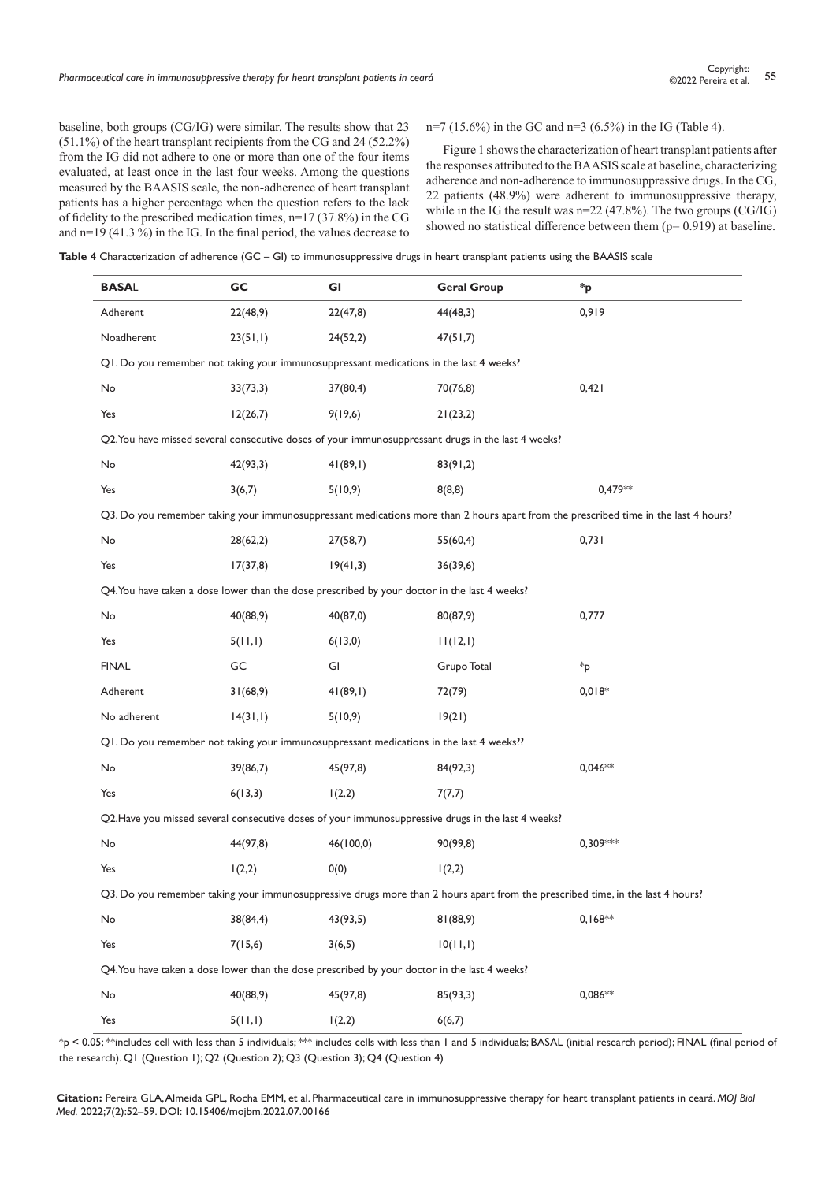baseline, both groups (CG/IG) were similar. The results show that 23 (51.1%) of the heart transplant recipients from the CG and 24 (52.2%) from the IG did not adhere to one or more than one of the four items evaluated, at least once in the last four weeks. Among the questions measured by the BAASIS scale, the non-adherence of heart transplant patients has a higher percentage when the question refers to the lack of fidelity to the prescribed medication times, n=17 (37.8%) in the CG and n=19 (41.3 %) in the IG. In the final period, the values decrease to n=7 (15.6%) in the GC and n=3 (6.5%) in the IG (Table 4).

Figure 1 shows the characterization of heart transplant patients after the responses attributed to the BAASIS scale at baseline, characterizing adherence and non-adherence to immunosuppressive drugs. In the CG, 22 patients (48.9%) were adherent to immunosuppressive therapy, while in the IG the result was n=22 (47.8%). The two groups (CG/IG) showed no statistical difference between them (p= 0.919) at baseline.

**Table 4** Characterization of adherence (GC – GI) to immunosuppressive drugs in heart transplant patients using the BAASIS scale

| **BASAL** | **GC** | **GI** | **Geral Group** | **\*p** |
|---|---|---|---|---|
| Adherent | 22(48,9) | 22(47,8) | 44(48,3) | 0,919 |
| Noadherent | 23(51,1) | 24(52,2) | 47(51,7) | |
| Q1. Do you remember not taking your immunosuppressant medications in the last 4 weeks? | | | | |
| No | 33(73,3) | 37(80,4) | 70(76,8) | 0,421 |
| Yes | 12(26,7) | 9(19,6) | 21(23,2) | |
| Q2. You have missed several consecutive doses of your immunosuppressant drugs in the last 4 weeks? | | | | |
| No | 42(93,3) | 41(89,1) | 83(91,2) | |
| Yes | 3(6,7) | 5(10,9) | 8(8,8) | 0,479** |
| Q3. Do you remember taking your immunosuppressant medications more than 2 hours apart from the prescribed time in the last 4 hours? | | | | |
| No | 28(62,2) | 27(58,7) | 55(60,4) | 0,731 |
| Yes | 17(37,8) | 19(41,3) | 36(39,6) | |
| Q4. You have taken a dose lower than the dose prescribed by your doctor in the last 4 weeks? | | | | |
| No | 40(88,9) | 40(87,0) | 80(87,9) | 0,777 |
| Yes | 5(11,1) | 6(13,0) | 11(12,1) | |
| FINAL | GC | GI | Grupo Total | *p |
| Adherent | 31(68,9) | 41(89,1) | 72(79) | 0,018* |
| No adherent | 14(31,1) | 5(10,9) | 19(21) | |
| Q1. Do you remember not taking your immunosuppressant medications in the last 4 weeks?? | | | | |
| No | 39(86,7) | 45(97,8) | 84(92,3) | 0,046** |
| Yes | 6(13,3) | 1(2,2) | 7(7,7) | |
| Q2. Have you missed several consecutive doses of your immunosuppressive drugs in the last 4 weeks? | | | | |
| No | 44(97,8) | 46(100,0) | 90(99,8) | 0,309*** |
| Yes | 1(2,2) | 0(0) | 1(2,2) | |
| Q3. Do you remember taking your immunosuppressive drugs more than 2 hours apart from the prescribed time, in the last 4 hours? | | | | |
| No | 38(84,4) | 43(93,5) | 81(88,9) | 0,168** |
| Yes | 7(15,6) | 3(6,5) | 10(11,1) | |
| Q4. You have taken a dose lower than the dose prescribed by your doctor in the last 4 weeks? | | | | |
| No | 40(88,9) | 45(97,8) | 85(93,3) | 0,086** |
| Yes | 5(11,1) | 1(2,2) | 6(6,7) | |

*p < 0.05; **includes cell with less than 5 individuals; *** includes cells with less than 1 and 5 individuals; BASAL (initial research period); FINAL (final period of the research). Q1 (Question 1); Q2 (Question 2); Q3 (Question 3); Q4 (Question 4)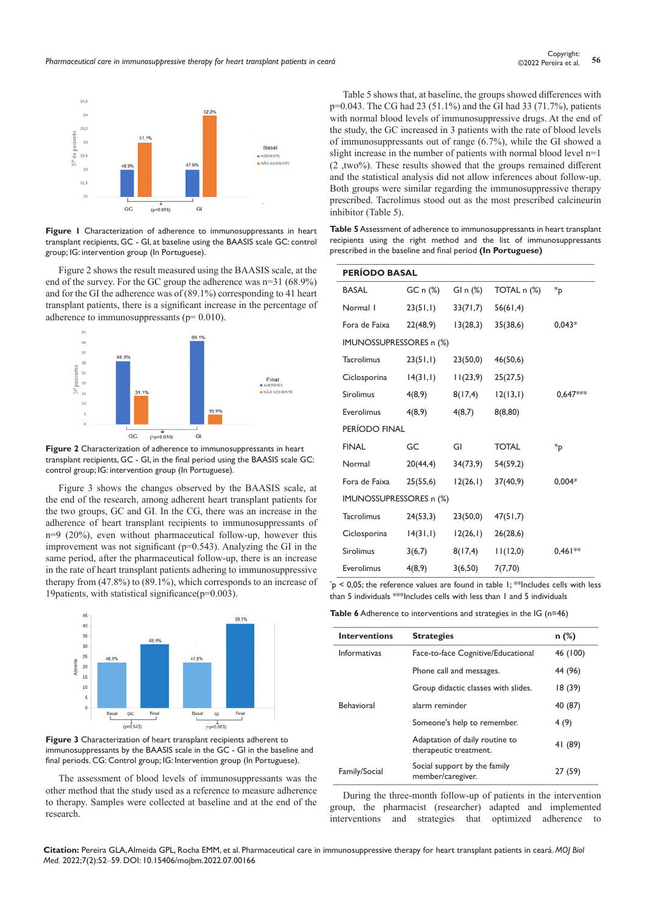**Figure 1** Characterization of adherence to immunosuppressants in heart transplant recipients, GC - GI, at baseline using the BAASIS scale GC: control group; IG: intervention group (In Portuguese).

Figure 2 shows the result measured using the BAASIS scale, at the end of the survey. For the GC group the adherence was n=31 (68.9%) and for the GI the adherence was of (89.1%) corresponding to 41 heart transplant patients, there is a significant increase in the percentage of adherence to immunosuppressants (p= 0.010).

**Figure 2** Characterization of adherence to immunosuppressants in heart transplant recipients, GC - GI, in the final period using the BAASIS scale GC: control group; IG: intervention group (In Portuguese).

Figure 3 shows the changes observed by the BAASIS scale, at the end of the research, among adherent heart transplant patients for the two groups, GC and GI. In the CG, there was an increase in the adherence of heart transplant recipients to immunosuppressants of n=9 (20%), even without pharmaceutical follow-up, however this improvement was not significant (p=0.543). Analyzing the GI in the same period, after the pharmaceutical follow-up, there is an increase in the rate of heart transplant patients adhering to immunosuppressive therapy from (47.8%) to (89.1%), which corresponds to an increase of 19patients, with statistical significance(p=0.003).

**Figure 3** Characterization of heart transplant recipients adherent to immunosuppressants by the BAASIS scale in the GC - GI in the baseline and final periods. CG: Control group; IG: Intervention group (In Portuguese).

The assessment of blood levels of immunosuppressants was the other method that the study used as a reference to measure adherence to therapy. Samples were collected at baseline and at the end of the research.

Table 5 shows that, at baseline, the groups showed differences with p=0.043. The CG had 23 (51.1%) and the GI had 33 (71.7%), patients with normal blood levels of immunosuppressive drugs. At the end of the study, the GC increased in 3 patients with the rate of blood levels of immunosuppressants out of range (6.7%), while the GI showed a slight increase in the number of patients with normal blood level n=1 (2 ,two%). These results showed that the groups remained different and the statistical analysis did not allow inferences about follow-up. Both groups were similar regarding the immunosuppressive therapy prescribed. Tacrolimus stood out as the most prescribed calcineurin inhibitor (Table 5).

**Table 5** Assessment of adherence to immunosuppressants in heart transplant recipients using the right method and the list of immunosuppressants prescribed in the baseline and final period **(In Portuguese)**

| **PERÍODO BASAL** | | | | |
|---|---|---|---|---|
| BASAL | GC n (%) | GI n (%) | TOTAL n (%) | *p |
| Normal l | 23(51,1) | 33(71,7) | 56(61,4) | |
| Fora de Faixa | 22(48,9) | 13(28,3) | 35(38,6) | 0,043* |
| IMUNOSSUPRESSORES n (%) | | | | |
| Tacrolimus | 23(51,1) | 23(50,0) | 46(50,6) | |
| Ciclosporina | 14(31,1) | 11(23,9) | 25(27,5) | |
| Sirolimus | 4(8,9) | 8(17,4) | 12(13,1) | 0,647*** |
| Everolimus | 4(8,9) | 4(8,7) | 8(8,80) | |
| PERÍODO FINAL | | | | |
| FINAL | GC | GI | TOTAL | *p |
| Normal | 20(44,4) | 34(73,9) | 54(59,2) | |
| Fora de Faixa | 25(55,6) | 12(26,1) | 37(40,9) | 0,004* |
| IMUNOSSUPRESSORES n (%) | | | | |
| Tacrolimus | 24(53,3) | 23(50,0) | 47(51,7) | |
| Ciclosporina | 14(31,1) | 12(26,1) | 26(28,6) | |
| Sirolimus | 3(6,7) | 8(17,4) | 11(12,0) | 0,461** |
| Everolimus | 4(8,9) | 3(6,50) | 7(7,70) | |

*p < 0,05; the reference values are found in table 1; **Includes cells with less than 5 individuals ***Includes cells with less than 1 and 5 individuals

**Table 6** Adherence to interventions and strategies in the IG (n=46)

| **Interventions** | **Strategies** | **n (%)** |
|---|---|---|
| Informativas | Face-to-face Cognitive/Educational | 46 (100) |
| | Phone call and messages. | 44 (96) |
| | Group didactic classes with slides. | 18 (39) |
| Behavioral | alarm reminder | 40 (87) |
| | Someone's help to remember. | 4 (9) |
| | Adaptation of daily routine to therapeutic treatment. | 41 (89) |
| Family/Social | Social support by the family member/caregiver. | 27 (59) |

During the three-month follow-up of patients in the intervention group, the pharmacist (researcher) adapted and implemented interventions and strategies that optimized adherence to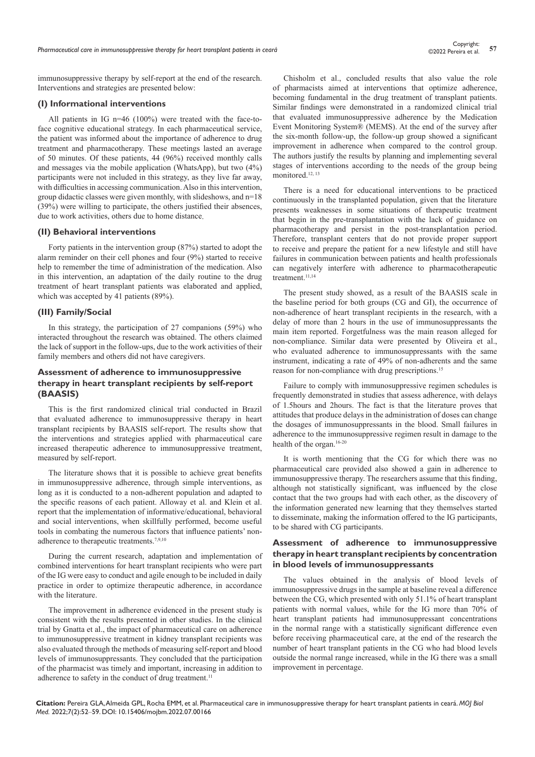immunosuppressive therapy by self-report at the end of the research. Interventions and strategies are presented below:

### (I) Informational interventions

All patients in IG n=46 (100%) were treated with the face-to-face cognitive educational strategy. In each pharmaceutical service, the patient was informed about the importance of adherence to drug treatment and pharmacotherapy. These meetings lasted an average of 50 minutes. Of these patients, 44 (96%) received monthly calls and messages via the mobile application (WhatsApp), but two (4%) participants were not included in this strategy, as they live far away, with difficulties in accessing communication. Also in this intervention, group didactic classes were given monthly, with slideshows, and n=18 (39%) were willing to participate, the others justified their absences, due to work activities, others due to home distance.

### (II) Behavioral interventions

Forty patients in the intervention group (87%) started to adopt the alarm reminder on their cell phones and four (9%) started to receive help to remember the time of administration of the medication. Also in this intervention, an adaptation of the daily routine to the drug treatment of heart transplant patients was elaborated and applied, which was accepted by 41 patients (89%).

### (III) Family/Social

In this strategy, the participation of 27 companions (59%) who interacted throughout the research was obtained. The others claimed the lack of support in the follow-ups, due to the work activities of their family members and others did not have caregivers.

### Assessment of adherence to immunosuppressive therapy in heart transplant recipients by self-report (BAASIS)

This is the first randomized clinical trial conducted in Brazil that evaluated adherence to immunosuppressive therapy in heart transplant recipients by BAASIS self-report. The results show that the interventions and strategies applied with pharmaceutical care increased therapeutic adherence to immunosuppressive treatment, measured by self-report.

The literature shows that it is possible to achieve great benefits in immunosuppressive adherence, through simple interventions, as long as it is conducted to a non-adherent population and adapted to the specific reasons of each patient. Alloway et al. and Klein et al. report that the implementation of informative/educational, behavioral and social interventions, when skillfully performed, become useful tools in combating the numerous factors that influence patients' non-adherence to therapeutic treatments.[7,9,10]

During the current research, adaptation and implementation of combined interventions for heart transplant recipients who were part of the IG were easy to conduct and agile enough to be included in daily practice in order to optimize therapeutic adherence, in accordance with the literature.

The improvement in adherence evidenced in the present study is consistent with the results presented in other studies. In the clinical trial by Gnatta et al., the impact of pharmaceutical care on adherence to immunosuppressive treatment in kidney transplant recipients was also evaluated through the methods of measuring self-report and blood levels of immunosuppressants. They concluded that the participation of the pharmacist was timely and important, increasing in addition to adherence to safety in the conduct of drug treatment.[11]

Chisholm et al., concluded results that also value the role of pharmacists aimed at interventions that optimize adherence, becoming fundamental in the drug treatment of transplant patients. Similar findings were demonstrated in a randomized clinical trial that evaluated immunosuppressive adherence by the Medication Event Monitoring System® (MEMS). At the end of the survey after the six-month follow-up, the follow-up group showed a significant improvement in adherence when compared to the control group. The authors justify the results by planning and implementing several stages of interventions according to the needs of the group being monitored.[12,13]

There is a need for educational interventions to be practiced continuously in the transplanted population, given that the literature presents weaknesses in some situations of therapeutic treatment that begin in the pre-transplantation with the lack of guidance on pharmacotherapy and persist in the post-transplantation period. Therefore, transplant centers that do not provide proper support to receive and prepare the patient for a new lifestyle and still have failures in communication between patients and health professionals can negatively interfere with adherence to pharmacotherapeutic treatment.[11,14]

The present study showed, as a result of the BAASIS scale in the baseline period for both groups (CG and GI), the occurrence of non-adherence of heart transplant recipients in the research, with a delay of more than 2 hours in the use of immunosuppressants the main item reported. Forgetfulness was the main reason alleged for non-compliance. Similar data were presented by Oliveira et al., who evaluated adherence to immunosuppressants with the same instrument, indicating a rate of 49% of non-adherents and the same reason for non-compliance with drug prescriptions.[15]

Failure to comply with immunosuppressive regimen schedules is frequently demonstrated in studies that assess adherence, with delays of 1.5hours and 2hours. The fact is that the literature proves that attitudes that produce delays in the administration of doses can change the dosages of immunosuppressants in the blood. Small failures in adherence to the immunosuppressive regimen result in damage to the health of the organ.[16-20]

It is worth mentioning that the CG for which there was no pharmaceutical care provided also showed a gain in adherence to immunosuppressive therapy. The researchers assume that this finding, although not statistically significant, was influenced by the close contact that the two groups had with each other, as the discovery of the information generated new learning that they themselves started to disseminate, making the information offered to the IG participants, to be shared with CG participants.

### Assessment of adherence to immunosuppressive therapy in heart transplant recipients by concentration in blood levels of immunosuppressants

The values obtained in the analysis of blood levels of immunosuppressive drugs in the sample at baseline reveal a difference between the CG, which presented with only 51.1% of heart transplant patients with normal values, while for the IG more than 70% of heart transplant patients had immunosuppressant concentrations in the normal range with a statistically significant difference even before receiving pharmaceutical care, at the end of the research the number of heart transplant patients in the CG who had blood levels outside the normal range increased, while in the IG there was a small improvement in percentage.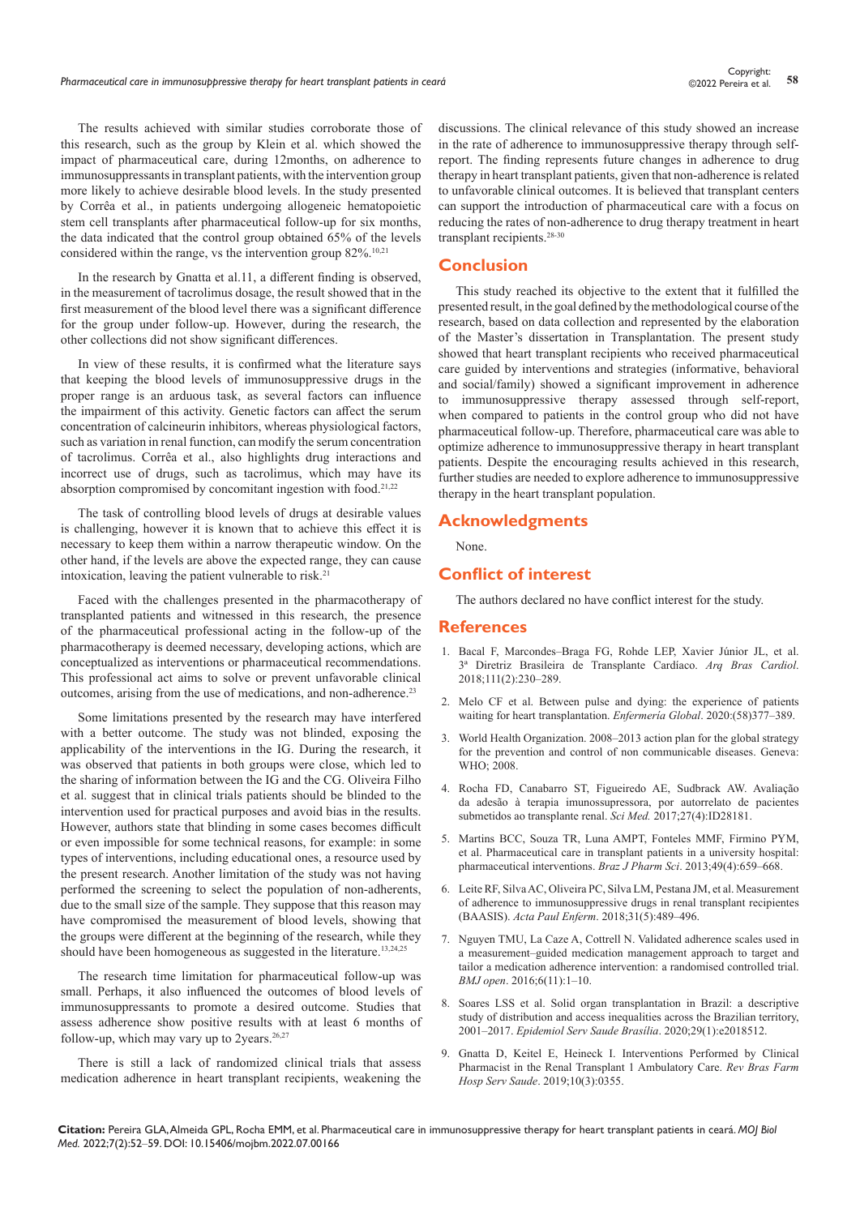The results achieved with similar studies corroborate those of this research, such as the group by Klein et al. which showed the impact of pharmaceutical care, during 12months, on adherence to immunosuppressants in transplant patients, with the intervention group more likely to achieve desirable blood levels. In the study presented by Corrêa et al., in patients undergoing allogeneic hematopoietic stem cell transplants after pharmaceutical follow-up for six months, the data indicated that the control group obtained 65% of the levels considered within the range, vs the intervention group 82%.[10,21]

In the research by Gnatta et al.11, a different finding is observed, in the measurement of tacrolimus dosage, the result showed that in the first measurement of the blood level there was a significant difference for the group under follow-up. However, during the research, the other collections did not show significant differences.

In view of these results, it is confirmed what the literature says that keeping the blood levels of immunosuppressive drugs in the proper range is an arduous task, as several factors can influence the impairment of this activity. Genetic factors can affect the serum concentration of calcineurin inhibitors, whereas physiological factors, such as variation in renal function, can modify the serum concentration of tacrolimus. Corrêa et al., also highlights drug interactions and incorrect use of drugs, such as tacrolimus, which may have its absorption compromised by concomitant ingestion with food.[21,22]

The task of controlling blood levels of drugs at desirable values is challenging, however it is known that to achieve this effect it is necessary to keep them within a narrow therapeutic window. On the other hand, if the levels are above the expected range, they can cause intoxication, leaving the patient vulnerable to risk.[21]

Faced with the challenges presented in the pharmacotherapy of transplanted patients and witnessed in this research, the presence of the pharmaceutical professional acting in the follow-up of the pharmacotherapy is deemed necessary, developing actions, which are conceptualized as interventions or pharmaceutical recommendations. This professional act aims to solve or prevent unfavorable clinical outcomes, arising from the use of medications, and non-adherence.[23]

Some limitations presented by the research may have interfered with a better outcome. The study was not blinded, exposing the applicability of the interventions in the IG. During the research, it was observed that patients in both groups were close, which led to the sharing of information between the IG and the CG. Oliveira Filho et al. suggest that in clinical trials patients should be blinded to the intervention used for practical purposes and avoid bias in the results. However, authors state that blinding in some cases becomes difficult or even impossible for some technical reasons, for example: in some types of interventions, including educational ones, a resource used by the present research. Another limitation of the study was not having performed the screening to select the population of non-adherents, due to the small size of the sample. They suppose that this reason may have compromised the measurement of blood levels, showing that the groups were different at the beginning of the research, while they should have been homogeneous as suggested in the literature.[13,24,25]

The research time limitation for pharmaceutical follow-up was small. Perhaps, it also influenced the outcomes of blood levels of immunosuppressants to promote a desired outcome. Studies that assess adherence show positive results with at least 6 months of follow-up, which may vary up to 2years.[26,27]

There is still a lack of randomized clinical trials that assess medication adherence in heart transplant recipients, weakening the discussions. The clinical relevance of this study showed an increase in the rate of adherence to immunosuppressive therapy through self-report. The finding represents future changes in adherence to drug therapy in heart transplant patients, given that non-adherence is related to unfavorable clinical outcomes. It is believed that transplant centers can support the introduction of pharmaceutical care with a focus on reducing the rates of non-adherence to drug therapy treatment in heart transplant recipients.[28-30]

## Conclusion

This study reached its objective to the extent that it fulfilled the presented result, in the goal defined by the methodological course of the research, based on data collection and represented by the elaboration of the Master's dissertation in Transplantation. The present study showed that heart transplant recipients who received pharmaceutical care guided by interventions and strategies (informative, behavioral and social/family) showed a significant improvement in adherence to immunosuppressive therapy assessed through self-report, when compared to patients in the control group who did not have pharmaceutical follow-up. Therefore, pharmaceutical care was able to optimize adherence to immunosuppressive therapy in heart transplant patients. Despite the encouraging results achieved in this research, further studies are needed to explore adherence to immunosuppressive therapy in the heart transplant population.

## Acknowledgments

None.

## Conflict of interest

The authors declared no have conflict interest for the study.

## References

1. Bacal F, Marcondes–Braga FG, Rohde LEP, Xavier Júnior JL, et al. 3ª Diretriz Brasileira de Transplante Cardíaco. *Arq Bras Cardiol*. 2018;111(2):230–289.
2. Melo CF et al. Between pulse and dying: the experience of patients waiting for heart transplantation. *Enfermeria Global*. 2020:(58)377–389.
3. World Health Organization. 2008–2013 action plan for the global strategy for the prevention and control of non communicable diseases. Geneva: WHO; 2008.
4. Rocha FD, Canabarro ST, Figueiredo AE, Sudbrack AW. Avaliação da adesão à terapia imunossupressora, por autorrelato de pacientes submetidos ao transplante renal. *Sci Med.* 2017;27(4):ID28181.
5. Martins BCC, Souza TR, Luna AMPT, Fonteles MMF, Firmino PYM, et al. Pharmaceutical care in transplant patients in a university hospital: pharmaceutical interventions. *Braz J Pharm Sci*. 2013;49(4):659–668.
6. Leite RF, Silva AC, Oliveira PC, Silva LM, Pestana JM, et al. Measurement of adherence to immunosuppressive drugs in renal transplant recipientes (BAASIS). *Acta Paul Enferm*. 2018;31(5):489–496.
7. Nguyen TMU, La Caze A, Cottrell N. Validated adherence scales used in a measurement–guided medication management approach to target and tailor a medication adherence intervention: a randomised controlled trial. *BMJ open*. 2016;6(11):1–10.
8. Soares LSS et al. Solid organ transplantation in Brazil: a descriptive study of distribution and access inequalities across the Brazilian territory, 2001–2017. *Epidemiol Serv Saude Brasília*. 2020;29(1):e2018512.
9. Gnatta D, Keitel E, Heineck I. Interventions Performed by Clinical Pharmacist in the Renal Transplant 1 Ambulatory Care. *Rev Bras Farm Hosp Serv Saude*. 2019;10(3):0355.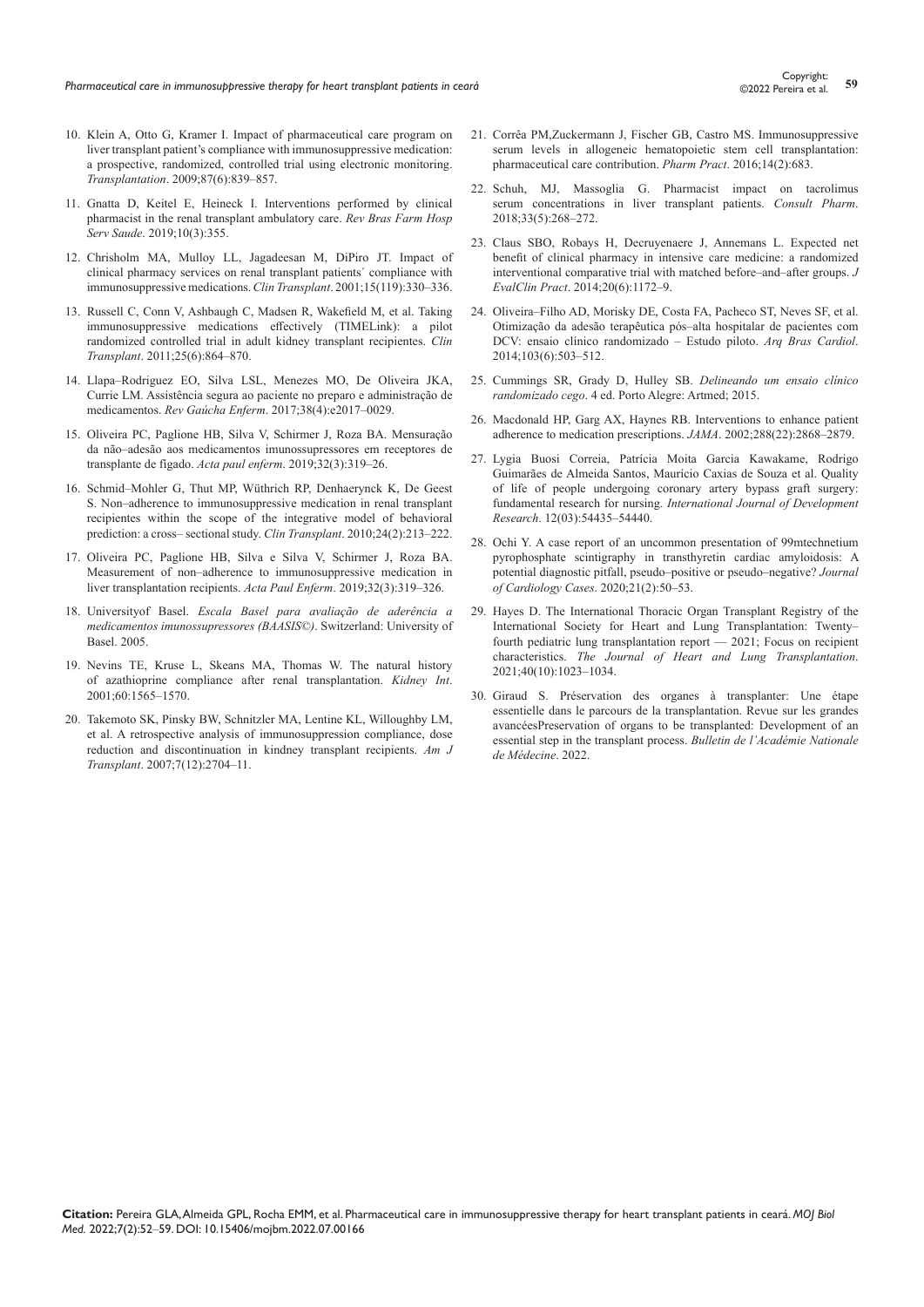10. Klein A, Otto G, Kramer I. Impact of pharmaceutical care program on liver transplant patient's compliance with immunosuppressive medication: a prospective, randomized, controlled trial using electronic monitoring. *Transplantation*. 2009;87(6):839–857.

11. Gnatta D, Keitel E, Heineck I. Interventions performed by clinical pharmacist in the renal transplant ambulatory care. *Rev Bras Farm Hosp Serv Saude*. 2019;10(3):355.

12. Chrisholm MA, Mulloy LL, Jagadeesan M, DiPiro JT. Impact of clinical pharmacy services on renal transplant patients´ compliance with immunosuppressive medications. *Clin Transplant*. 2001;15(119):330–336.

13. Russell C, Conn V, Ashbaugh C, Madsen R, Wakefield M, et al. Taking immunosuppressive medications effectively (TIMELink): a pilot randomized controlled trial in adult kidney transplant recipientes. *Clin Transplant*. 2011;25(6):864–870.

14. Llapa–Rodriguez EO, Silva LSL, Menezes MO, De Oliveira JKA, Currie LM. Assistência segura ao paciente no preparo e administração de medicamentos. *Rev Gaúcha Enferm*. 2017;38(4):e2017–0029.

15. Oliveira PC, Paglione HB, Silva V, Schirmer J, Roza BA. Mensuração da não–adesão aos medicamentos imunossupressores em receptores de transplante de fígado. *Acta paul enferm*. 2019;32(3):319–26.

16. Schmid–Mohler G, Thut MP, Wüthrich RP, Denhaerynck K, De Geest S. Non–adherence to immunosuppressive medication in renal transplant recipientes within the scope of the integrative model of behavioral prediction: a cross– sectional study. *Clin Transplant*. 2010;24(2):213–222.

17. Oliveira PC, Paglione HB, Silva e Silva V, Schirmer J, Roza BA. Measurement of non–adherence to immunosuppressive medication in liver transplantation recipients. *Acta Paul Enferm*. 2019;32(3):319–326.

18. Universityof Basel. *Escala Basel para avaliação de aderência a medicamentos imunossupressores (BAASIS©)*. Switzerland: University of Basel. 2005.

19. Nevins TE, Kruse L, Skeans MA, Thomas W. The natural history of azathioprine compliance after renal transplantation. *Kidney Int*. 2001;60:1565–1570.

20. Takemoto SK, Pinsky BW, Schnitzler MA, Lentine KL, Willoughby LM, et al. A retrospective analysis of immunosuppression compliance, dose reduction and discontinuation in kindney transplant recipients. *Am J Transplant*. 2007;7(12):2704–11.

21. Corrêa PM,Zuckermann J, Fischer GB, Castro MS. Immunosuppressive serum levels in allogeneic hematopoietic stem cell transplantation: pharmaceutical care contribution. *Pharm Pract*. 2016;14(2):683.

22. Schuh, MJ, Massoglia G. Pharmacist impact on tacrolimus serum concentrations in liver transplant patients. *Consult Pharm*. 2018;33(5):268–272.

23. Claus SBO, Robays H, Decruyenaere J, Annemans L. Expected net benefit of clinical pharmacy in intensive care medicine: a randomized interventional comparative trial with matched before–and–after groups. *J EvalClin Pract*. 2014;20(6):1172–9.

24. Oliveira–Filho AD, Morisky DE, Costa FA, Pacheco ST, Neves SF, et al. Otimização da adesão terapêutica pós–alta hospitalar de pacientes com DCV: ensaio clínico randomizado – Estudo piloto. *Arq Bras Cardiol*. 2014;103(6):503–512.

25. Cummings SR, Grady D, Hulley SB. *Delineando um ensaio clínico randomizado cego*. 4 ed. Porto Alegre: Artmed; 2015.

26. Macdonald HP, Garg AX, Haynes RB. Interventions to enhance patient adherence to medication prescriptions. *JAMA*. 2002;288(22):2868–2879.

27. Lygia Buosi Correia, Patrícia Moita Garcia Kawakame, Rodrigo Guimarães de Almeida Santos, Maurício Caxias de Souza et al. Quality of life of people undergoing coronary artery bypass graft surgery: fundamental research for nursing. *International Journal of Development Research*. 12(03):54435–54440.

28. Ochi Y. A case report of an uncommon presentation of 99mtechnetium pyrophosphate scintigraphy in transthyretin cardiac amyloidosis: A potential diagnostic pitfall, pseudo–positive or pseudo–negative? *Journal of Cardiology Cases*. 2020;21(2):50–53.

29. Hayes D. The International Thoracic Organ Transplant Registry of the International Society for Heart and Lung Transplantation: Twenty–fourth pediatric lung transplantation report — 2021; Focus on recipient characteristics. *The Journal of Heart and Lung Transplantation*. 2021;40(10):1023–1034.

30. Giraud S. Préservation des organes à transplanter: Une étape essentielle dans le parcours de la transplantation. Revue sur les grandes avancéesPreservation of organs to be transplanted: Development of an essential step in the transplant process. *Bulletin de l'Académie Nationale de Médecine*. 2022.